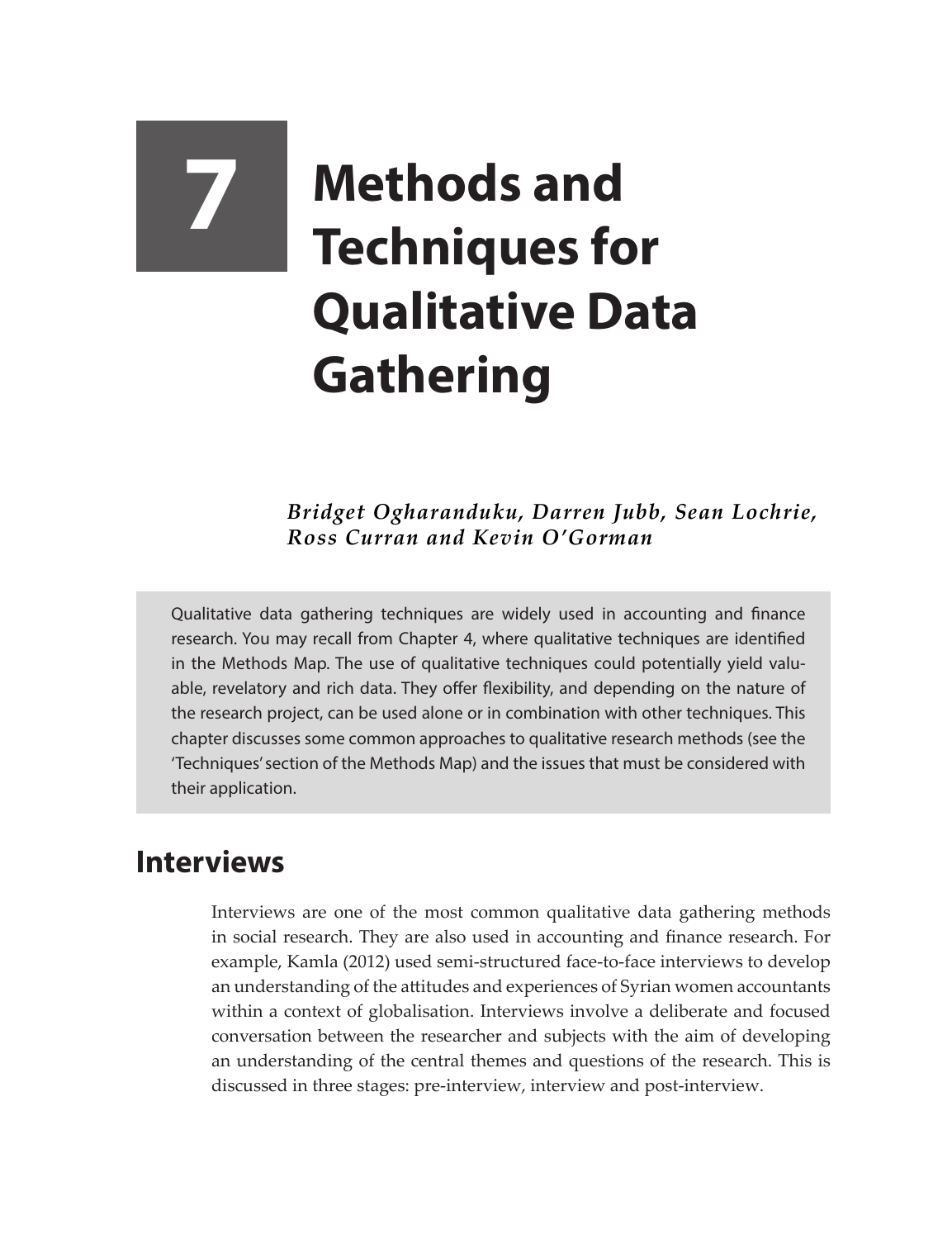# 7 Methods and Techniques for Qualitative Data Gathering

*Bridget Ogharanduku, Darren Jubb, Sean Lochrie, Ross Curran and Kevin O'Gorman*

Qualitative data gathering techniques are widely used in accounting and finance research. You may recall from Chapter 4, where qualitative techniques are identified in the Methods Map. The use of qualitative techniques could potentially yield valuable, revelatory and rich data. They offer flexibility, and depending on the nature of the research project, can be used alone or in combination with other techniques. This chapter discusses some common approaches to qualitative research methods (see the 'Techniques' section of the Methods Map) and the issues that must be considered with their application.

## Interviews

Interviews are one of the most common qualitative data gathering methods in social research. They are also used in accounting and finance research. For example, Kamla (2012) used semi-structured face-to-face interviews to develop an understanding of the attitudes and experiences of Syrian women accountants within a context of globalisation. Interviews involve a deliberate and focused conversation between the researcher and subjects with the aim of developing an understanding of the central themes and questions of the research. This is discussed in three stages: pre-interview, interview and post-interview.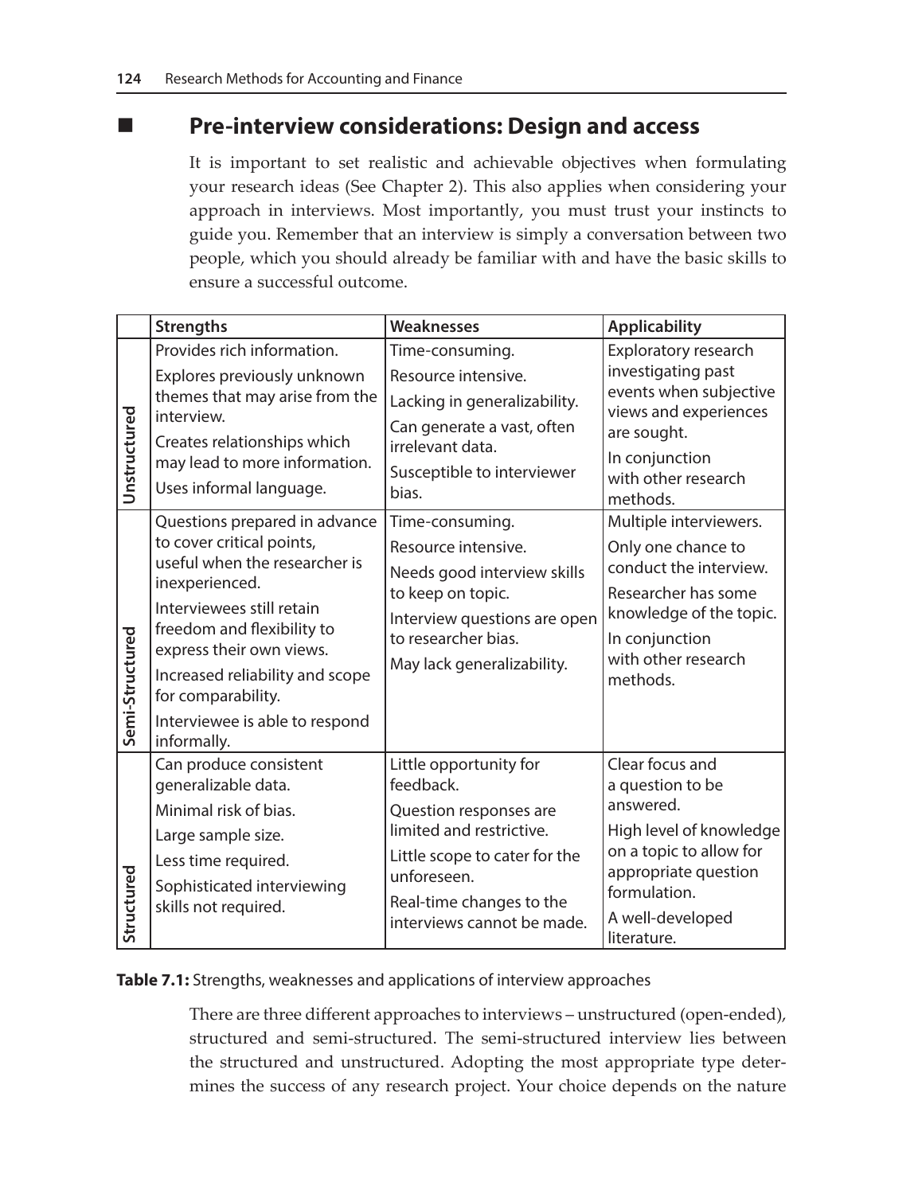## Pre-interview considerations: Design and access

It is important to set realistic and achievable objectives when formulating your research ideas (See Chapter 2). This also applies when considering your approach in interviews. Most importantly, you must trust your instincts to guide you. Remember that an interview is simply a conversation between two people, which you should already be familiar with and have the basic skills to ensure a successful outcome.

| | Strengths | Weaknesses | Applicability |
|---|---|---|---|
| Unstructured | Provides rich information.<br>Explores previously unknown themes that may arise from the interview.<br>Creates relationships which may lead to more information.<br>Uses informal language. | Time-consuming.<br>Resource intensive.<br>Lacking in generalizability.<br>Can generate a vast, often irrelevant data.<br>Susceptible to interviewer bias. | Exploratory research investigating past events when subjective views and experiences are sought.<br>In conjunction with other research methods. |
| Semi-Structured | Questions prepared in advance to cover critical points, useful when the researcher is inexperienced.<br>Interviewees still retain freedom and flexibility to express their own views.<br>Increased reliability and scope for comparability.<br>Interviewee is able to respond informally. | Time-consuming.<br>Resource intensive.<br>Needs good interview skills to keep on topic.<br>Interview questions are open to researcher bias.<br>May lack generalizability. | Multiple interviewers.<br>Only one chance to conduct the interview.<br>Researcher has some knowledge of the topic.<br>In conjunction with other research methods. |
| Structured | Can produce consistent generalizable data.<br>Minimal risk of bias.<br>Large sample size.<br>Less time required.<br>Sophisticated interviewing skills not required. | Little opportunity for feedback.<br>Question responses are limited and restrictive.<br>Little scope to cater for the unforeseen.<br>Real-time changes to the interviews cannot be made. | Clear focus and a question to be answered.<br>High level of knowledge on a topic to allow for appropriate question formulation.<br>A well-developed literature. |

**Table 7.1:** Strengths, weaknesses and applications of interview approaches

There are three different approaches to interviews – unstructured (open-ended), structured and semi-structured. The semi-structured interview lies between the structured and unstructured. Adopting the most appropriate type determines the success of any research project. Your choice depends on the nature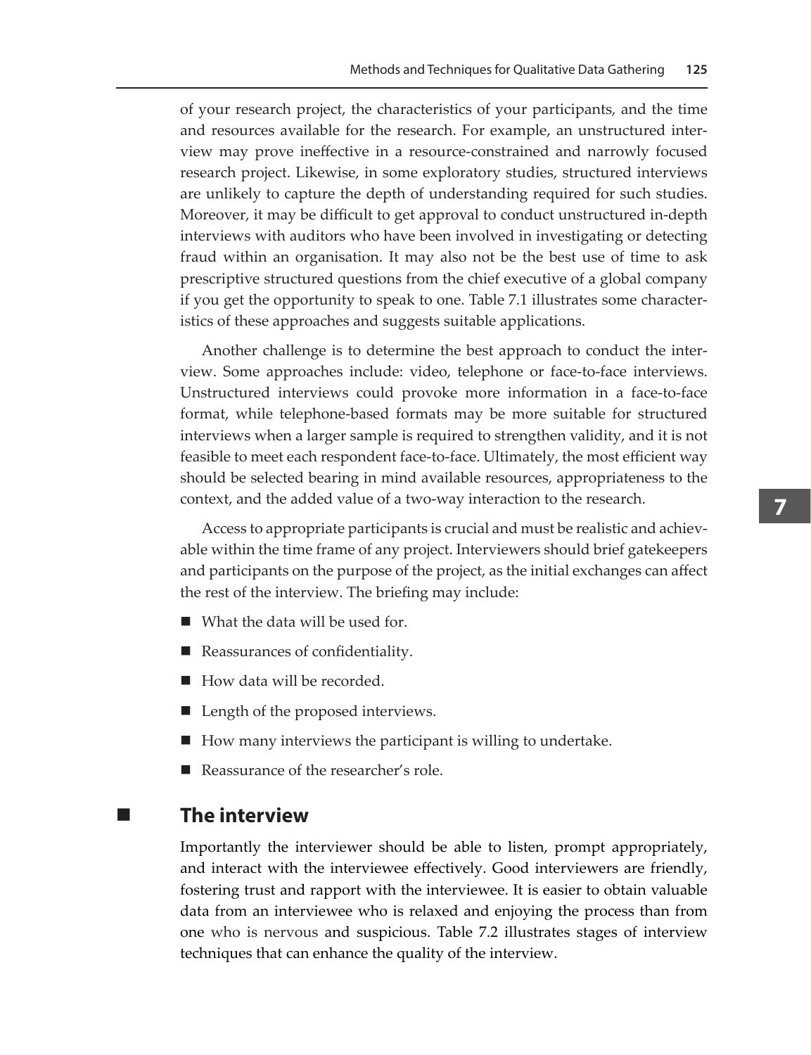of your research project, the characteristics of your participants, and the time and resources available for the research. For example, an unstructured interview may prove ineffective in a resource-constrained and narrowly focused research project. Likewise, in some exploratory studies, structured interviews are unlikely to capture the depth of understanding required for such studies. Moreover, it may be difficult to get approval to conduct unstructured in-depth interviews with auditors who have been involved in investigating or detecting fraud within an organisation. It may also not be the best use of time to ask prescriptive structured questions from the chief executive of a global company if you get the opportunity to speak to one. Table 7.1 illustrates some characteristics of these approaches and suggests suitable applications.

Another challenge is to determine the best approach to conduct the interview. Some approaches include: video, telephone or face-to-face interviews. Unstructured interviews could provoke more information in a face-to-face format, while telephone-based formats may be more suitable for structured interviews when a larger sample is required to strengthen validity, and it is not feasible to meet each respondent face-to-face. Ultimately, the most efficient way should be selected bearing in mind available resources, appropriateness to the context, and the added value of a two-way interaction to the research.

Access to appropriate participants is crucial and must be realistic and achievable within the time frame of any project. Interviewers should brief gatekeepers and participants on the purpose of the project, as the initial exchanges can affect the rest of the interview. The briefing may include:

- What the data will be used for.
- Reassurances of confidentiality.
- How data will be recorded.
- Length of the proposed interviews.
- How many interviews the participant is willing to undertake.
- Reassurance of the researcher's role.

## The interview

Importantly the interviewer should be able to listen, prompt appropriately, and interact with the interviewee effectively. Good interviewers are friendly, fostering trust and rapport with the interviewee. It is easier to obtain valuable data from an interviewee who is relaxed and enjoying the process than from one who is nervous and suspicious. Table 7.2 illustrates stages of interview techniques that can enhance the quality of the interview.